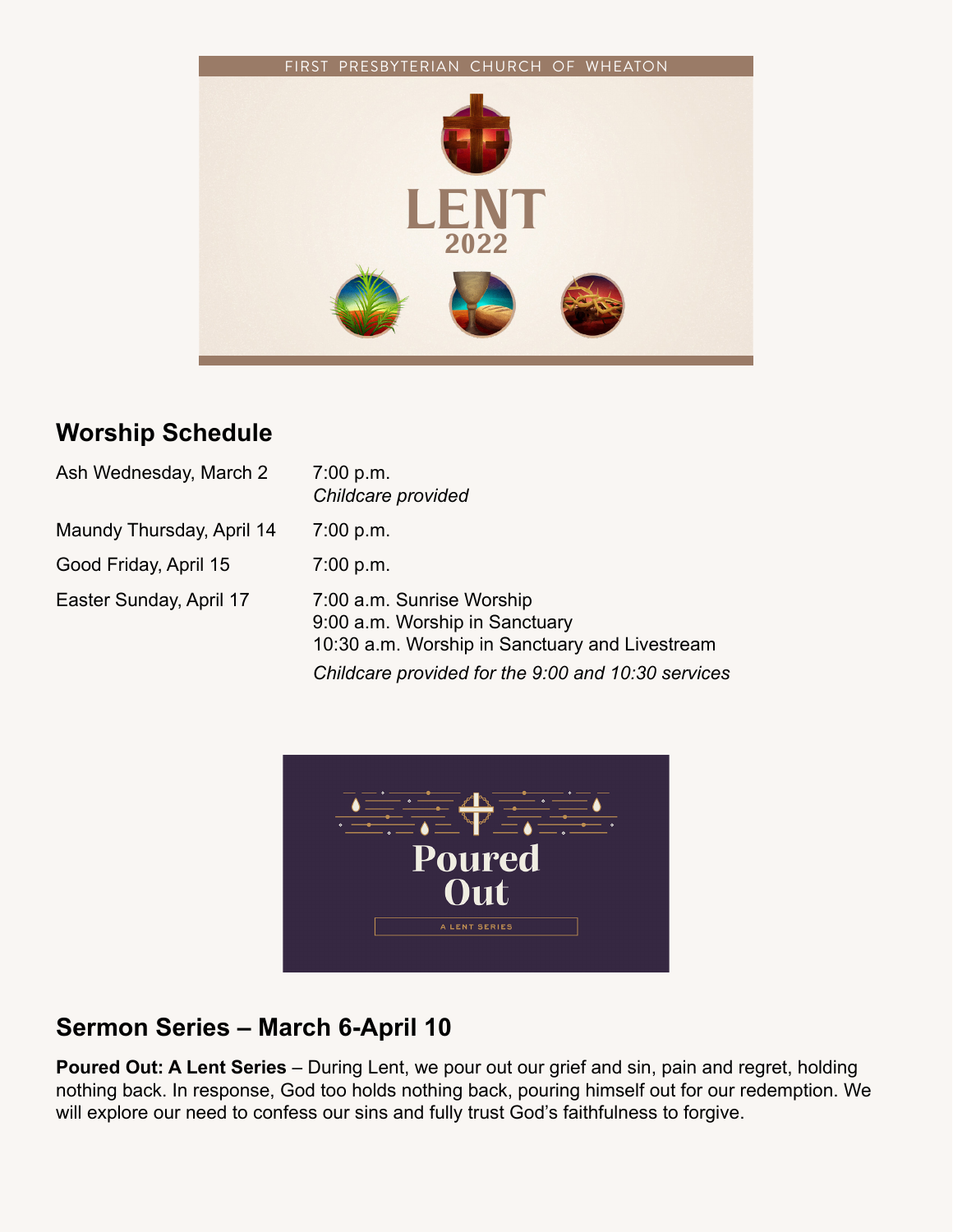FIRST PRESBYTERIAN CHURCH OF WHEATON

# LENT 2022

## Worship Schedule

| | |
|---|---|
| Ash Wednesday, March 2 | 7:00 p.m.<br>*Childcare provided* |
| Maundy Thursday, April 14 | 7:00 p.m. |
| Good Friday, April 15 | 7:00 p.m. |
| Easter Sunday, April 17 | 7:00 a.m. Sunrise Worship<br>9:00 a.m. Worship in Sanctuary<br>10:30 a.m. Worship in Sanctuary and Livestream<br>*Childcare provided for the 9:00 and 10:30 services* |

Poured Out

A LENT SERIES

## Sermon Series – March 6-April 10

**Poured Out: A Lent Series** – During Lent, we pour out our grief and sin, pain and regret, holding nothing back. In response, God too holds nothing back, pouring himself out for our redemption. We will explore our need to confess our sins and fully trust God's faithfulness to forgive.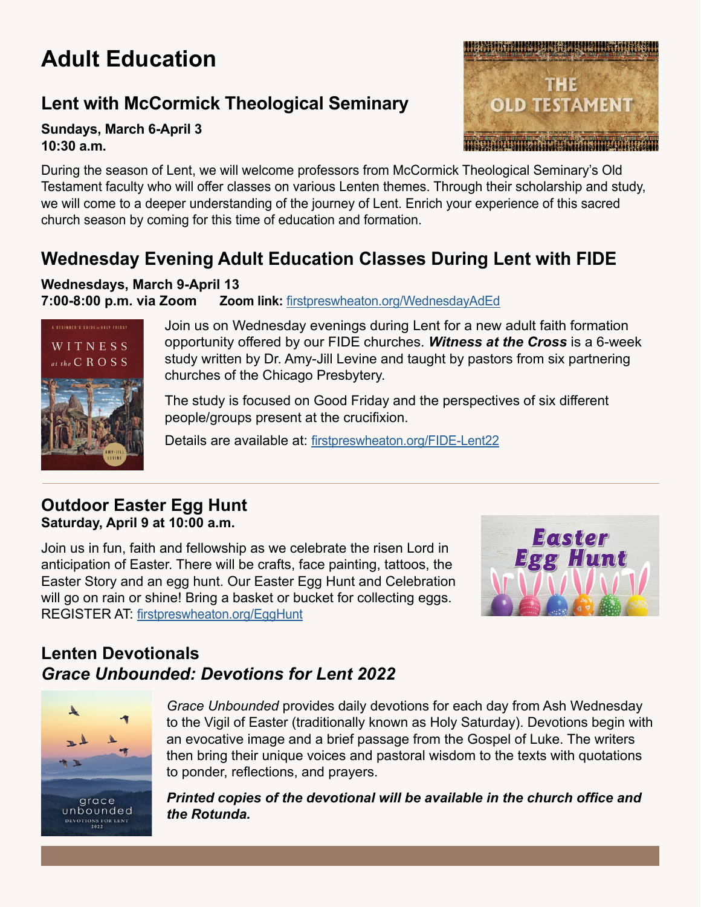# Adult Education

## Lent with McCormick Theological Seminary

**Sundays, March 6-April 3**
**10:30 a.m.**

During the season of Lent, we will welcome professors from McCormick Theological Seminary's Old Testament faculty who will offer classes on various Lenten themes. Through their scholarship and study, we will come to a deeper understanding of the journey of Lent. Enrich your experience of this sacred church season by coming for this time of education and formation.

## Wednesday Evening Adult Education Classes During Lent with FIDE

**Wednesdays, March 9-April 13**
**7:00-8:00 p.m. via Zoom** **Zoom link:** firstpreswheaton.org/WednesdayAdEd

Join us on Wednesday evenings during Lent for a new adult faith formation opportunity offered by our FIDE churches. ***Witness at the Cross*** is a 6-week study written by Dr. Amy-Jill Levine and taught by pastors from six partnering churches of the Chicago Presbytery.

The study is focused on Good Friday and the perspectives of six different people/groups present at the crucifixion.

Details are available at: firstpreswheaton.org/FIDE-Lent22

---

## Outdoor Easter Egg Hunt

**Saturday, April 9 at 10:00 a.m.**

Join us in fun, faith and fellowship as we celebrate the risen Lord in anticipation of Easter. There will be crafts, face painting, tattoos, the Easter Story and an egg hunt. Our Easter Egg Hunt and Celebration will go on rain or shine! Bring a basket or bucket for collecting eggs. REGISTER AT: firstpreswheaton.org/EggHunt

## Lenten Devotionals
## *Grace Unbounded: Devotions for Lent 2022*

*Grace Unbounded* provides daily devotions for each day from Ash Wednesday to the Vigil of Easter (traditionally known as Holy Saturday). Devotions begin with an evocative image and a brief passage from the Gospel of Luke. The writers then bring their unique voices and pastoral wisdom to the texts with quotations to ponder, reflections, and prayers.

***Printed copies of the devotional will be available in the church office and the Rotunda.***